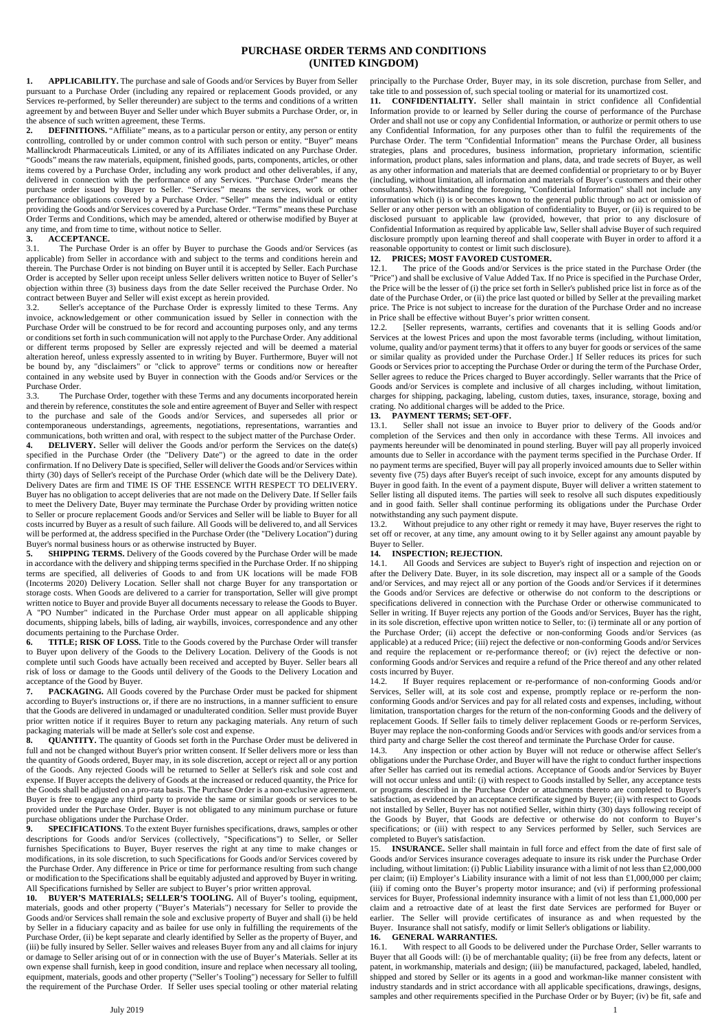# PURCHASE ORDER TERMS AND CONDITIONS (UNITED KINGDOM)

**1. APPLICABILITY.** The purchase and sale of Goods and/or Services by Buyer from Seller pursuant to a Purchase Order (including any repaired or replacement Goods provided, or any Services re-performed, by Seller thereunder) are subject to the terms and conditions of a written agreement by and between Buyer and Seller under which Buyer submits a Purchase Order, or, in the absence of such written agreement, these Terms.

**2. DEFINITIONS.** "Affiliate" means, as to a particular person or entity, any person or entity controlling, controlled by or under common control with such person or entity. "Buyer" means Mallinckrodt Pharmaceuticals Limited, or any of its Affiliates indicated on any Purchase Order. "Goods" means the raw materials, equipment, finished goods, parts, components, articles, or other items covered by a Purchase Order, including any work product and other deliverables, if any, delivered in connection with the performance of any Services. "Purchase Order" means the purchase order issued by Buyer to Seller. "Services" means the services, work or other performance obligations covered by a Purchase Order. "Seller" means the individual or entity providing the Goods and/or Services covered by a Purchase Order. "Terms" means these Purchase Order Terms and Conditions, which may be amended, altered or otherwise modified by Buyer at any time, and from time to time, without notice to Seller.

**3. ACCEPTANCE.**

3.1. The Purchase Order is an offer by Buyer to purchase the Goods and/or Services (as applicable) from Seller in accordance with and subject to the terms and conditions herein and therein. The Purchase Order is not binding on Buyer until it is accepted by Seller. Each Purchase Order is accepted by Seller upon receipt unless Seller delivers written notice to Buyer of Seller's objection within three (3) business days from the date Seller received the Purchase Order. No contract between Buyer and Seller will exist except as herein provided.

3.2. Seller's acceptance of the Purchase Order is expressly limited to these Terms. Any invoice, acknowledgement or other communication issued by Seller in connection with the Purchase Order will be construed to be for record and accounting purposes only, and any terms or conditions set forth in such communication will not apply to the Purchase Order. Any additional or different terms proposed by Seller are expressly rejected and will be deemed a material alteration hereof, unless expressly assented to in writing by Buyer. Furthermore, Buyer will not be bound by, any "disclaimers" or "click to approve" terms or conditions now or hereafter contained in any website used by Buyer in connection with the Goods and/or Services or the Purchase Order.

3.3. The Purchase Order, together with these Terms and any documents incorporated herein and therein by reference, constitutes the sole and entire agreement of Buyer and Seller with respect to the purchase and sale of the Goods and/or Services, and supersedes all prior or contemporaneous understandings, agreements, negotiations, representations, warranties and communications, both written and oral, with respect to the subject matter of the Purchase Order.

**4. DELIVERY.** Seller will deliver the Goods and/or perform the Services on the date(s) specified in the Purchase Order (the "Delivery Date") or the agreed to date in the order confirmation. If no Delivery Date is specified, Seller will deliver the Goods and/or Services within thirty (30) days of Seller's receipt of the Purchase Order (which date will be the Delivery Date). Delivery Dates are firm and TIME IS OF THE ESSENCE WITH RESPECT TO DELIVERY. Buyer has no obligation to accept deliveries that are not made on the Delivery Date. If Seller fails to meet the Delivery Date, Buyer may terminate the Purchase Order by providing written notice to Seller or procure replacement Goods and/or Services and Seller will be liable to Buyer for all costs incurred by Buyer as a result of such failure. All Goods will be delivered to, and all Services will be performed at, the address specified in the Purchase Order (the "Delivery Location") during Buyer's normal business hours or as otherwise instructed by Buyer.

**5. SHIPPING TERMS.** Delivery of the Goods covered by the Purchase Order will be made in accordance with the delivery and shipping terms specified in the Purchase Order. If no shipping terms are specified, all deliveries of Goods to and from UK locations will be made FOB (Incoterms 2020) Delivery Location. Seller shall not charge Buyer for any transportation or storage costs. When Goods are delivered to a carrier for transportation, Seller will give prompt written notice to Buyer and provide Buyer all documents necessary to release the Goods to Buyer. A "PO Number" indicated in the Purchase Order must appear on all applicable shipping documents, shipping labels, bills of lading, air waybills, invoices, correspondence and any other documents pertaining to the Purchase Order.

**6. TITLE; RISK OF LOSS.** Title to the Goods covered by the Purchase Order will transfer to Buyer upon delivery of the Goods to the Delivery Location. Delivery of the Goods is not complete until such Goods have actually been received and accepted by Buyer. Seller bears all risk of loss or damage to the Goods until delivery of the Goods to the Delivery Location and acceptance of the Good by Buyer.

**7. PACKAGING.** All Goods covered by the Purchase Order must be packed for shipment according to Buyer's instructions or, if there are no instructions, in a manner sufficient to ensure that the Goods are delivered in undamaged or unadulterated condition. Seller must provide Buyer prior written notice if it requires Buyer to return any packaging materials. Any return of such packaging materials will be made at Seller's sole cost and expense.

**8. QUANTITY.** The quantity of Goods set forth in the Purchase Order must be delivered in full and not be changed without Buyer's prior written consent. If Seller delivers more or less than the quantity of Goods ordered, Buyer may, in its sole discretion, accept or reject all or any portion of the Goods. Any rejected Goods will be returned to Seller at Seller's risk and sole cost and expense. If Buyer accepts the delivery of Goods at the increased or reduced quantity, the Price for the Goods shall be adjusted on a pro-rata basis. The Purchase Order is a non-exclusive agreement. Buyer is free to engage any third party to provide the same or similar goods or services to be provided under the Purchase Order. Buyer is not obligated to any minimum purchase or future purchase obligations under the Purchase Order.

**9. SPECIFICATIONS**. To the extent Buyer furnishes specifications, draws, samples or other descriptions for Goods and/or Services (collectively, "Specifications") to Seller, or Seller furnishes Specifications to Buyer, Buyer reserves the right at any time to make changes or modifications, in its sole discretion, to such Specifications for Goods and/or Services covered by the Purchase Order. Any difference in Price or time for performance resulting from such change or modification to the Specifications shall be equitably adjusted and approved by Buyer in writing. All Specifications furnished by Seller are subject to Buyer's prior written approval.

**10. BUYER'S MATERIALS; SELLER'S TOOLING.** All of Buyer's tooling, equipment, materials, goods and other property ("Buyer's Materials") necessary for Seller to provide the Goods and/or Services shall remain the sole and exclusive property of Buyer and shall (i) be held by Seller in a fiduciary capacity and as bailee for use only in fulfilling the requirements of the Purchase Order, (ii) be kept separate and clearly identified by Seller as the property of Buyer, and (iii) be fully insured by Seller. Seller waives and releases Buyer from any and all claims for injury or damage to Seller arising out of or in connection with the use of Buyer's Materials. Seller at its own expense shall furnish, keep in good condition, insure and replace when necessary all tooling, equipment, materials, goods and other property ("Seller's Tooling") necessary for Seller to fulfill the requirement of the Purchase Order. If Seller uses special tooling or other material relating principally to the Purchase Order, Buyer may, in its sole discretion, purchase from Seller, and take title to and possession of, such special tooling or material for its unamortized cost.

**11. CONFIDENTIALITY.** Seller shall maintain in strict confidence all Confidential Information provide to or learned by Seller during the course of performance of the Purchase Order and shall not use or copy any Confidential Information, or authorize or permit others to use any Confidential Information, for any purposes other than to fulfil the requirements of the Purchase Order. The term "Confidential Information" means the Purchase Order, all business strategies, plans and procedures, business information, proprietary information, scientific information, product plans, sales information and plans, data, and trade secrets of Buyer, as well as any other information and materials that are deemed confidential or proprietary to or by Buyer (including, without limitation, all information and materials of Buyer's customers and their other consultants). Notwithstanding the foregoing, "Confidential Information" shall not include any information which (i) is or becomes known to the general public through no act or omission of Seller or any other person with an obligation of confidentiality to Buyer, or (ii) is required to be disclosed pursuant to applicable law (provided, however, that prior to any disclosure of Confidential Information as required by applicable law, Seller shall advise Buyer of such required disclosure promptly upon learning thereof and shall cooperate with Buyer in order to afford it a reasonable opportunity to contest or limit such disclosure).

**12. PRICES; MOST FAVORED CUSTOMER.**

12.1. The price of the Goods and/or Services is the price stated in the Purchase Order (the "Price") and shall be exclusive of Value Added Tax. If no Price is specified in the Purchase Order, the Price will be the lesser of (i) the price set forth in Seller's published price list in force as of the date of the Purchase Order, or (ii) the price last quoted or billed by Seller at the prevailing market price. The Price is not subject to increase for the duration of the Purchase Order and no increase in Price shall be effective without Buyer's prior written consent.

12.2. [Seller represents, warrants, certifies and covenants that it is selling Goods and/or Services at the lowest Prices and upon the most favorable terms (including, without limitation, volume, quality and/or payment terms) that it offers to any buyer for goods or services of the same or similar quality as provided under the Purchase Order.] If Seller reduces its prices for such Goods or Services prior to accepting the Purchase Order or during the term of the Purchase Order, Seller agrees to reduce the Prices charged to Buyer accordingly. Seller warrants that the Price of Goods and/or Services is complete and inclusive of all charges including, without limitation, charges for shipping, packaging, labeling, custom duties, taxes, insurance, storage, boxing and crating. No additional charges will be added to the Price.

**13. PAYMENT TERMS; SET-OFF.**

13.1. Seller shall not issue an invoice to Buyer prior to delivery of the Goods and/or completion of the Services and then only in accordance with these Terms. All invoices and payments hereunder will be denominated in pound sterling. Buyer will pay all properly invoiced amounts due to Seller in accordance with the payment terms specified in the Purchase Order. If no payment terms are specified, Buyer will pay all properly invoiced amounts due to Seller within seventy five (75) days after Buyer's receipt of such invoice, except for any amounts disputed by Buyer in good faith. In the event of a payment dispute, Buyer will deliver a written statement to Seller listing all disputed items. The parties will seek to resolve all such disputes expeditiously and in good faith. Seller shall continue performing its obligations under the Purchase Order notwithstanding any such payment dispute.

13.2. Without prejudice to any other right or remedy it may have, Buyer reserves the right to set off or recover, at any time, any amount owing to it by Seller against any amount payable by Buyer to Seller.

**14. INSPECTION; REJECTION.**

14.1. All Goods and Services are subject to Buyer's right of inspection and rejection on or after the Delivery Date. Buyer, in its sole discretion, may inspect all or a sample of the Goods and/or Services, and may reject all or any portion of the Goods and/or Services if it determines the Goods and/or Services are defective or otherwise do not conform to the descriptions or specifications delivered in connection with the Purchase Order or otherwise communicated to Seller in writing. If Buyer rejects any portion of the Goods and/or Services, Buyer has the right, in its sole discretion, effective upon written notice to Seller, to: (i) terminate all or any portion of the Purchase Order; (ii) accept the defective or non-conforming Goods and/or Services (as applicable) at a reduced Price; (iii) reject the defective or non-conforming Goods and/or Services and require the replacement or re-performance thereof; or (iv) reject the defective or non-conforming Goods and/or Services and require a refund of the Price thereof and any other related costs incurred by Buyer.

14.2. If Buyer requires replacement or re-performance of non-conforming Goods and/or Services, Seller will, at its sole cost and expense, promptly replace or re-perform the non-conforming Goods and/or Services and pay for all related costs and expenses, including, without limitation, transportation charges for the return of the non-conforming Goods and the delivery of replacement Goods. If Seller fails to timely deliver replacement Goods or re-perform Services, Buyer may replace the non-conforming Goods and/or Services with goods and/or services from a third party and charge Seller the cost thereof and terminate the Purchase Order for cause.

14.3. Any inspection or other action by Buyer will not reduce or otherwise affect Seller's obligations under the Purchase Order, and Buyer will have the right to conduct further inspections after Seller has carried out its remedial actions. Acceptance of Goods and/or Services by Buyer will not occur unless and until: (i) with respect to Goods installed by Seller, any acceptance tests or programs described in the Purchase Order or attachments thereto are completed to Buyer's satisfaction, as evidenced by an acceptance certificate signed by Buyer; (ii) with respect to Goods not installed by Seller, Buyer has not notified Seller, within thirty (30) days following receipt of the Goods by Buyer, that Goods are defective or otherwise do not conform to Buyer's specifications; or (iii) with respect to any Services performed by Seller, such Services are completed to Buyer's satisfaction.

**15. INSURANCE.** Seller shall maintain in full force and effect from the date of first sale of Goods and/or Services insurance coverages adequate to insure its risk under the Purchase Order including, without limitation: (i) Public Liability insurance with a limit of not less than £2,000,000 per claim; (ii) Employer's Liability insurance with a limit of not less than £1,000,000 per claim; (iii) if coming onto the Buyer's property motor insurance; and (vi) if performing professional services for Buyer, Professional indemnity insurance with a limit of not less than £1,000,000 per claim and a retroactive date of at least the first date Services are performed for Buyer or earlier. The Seller will provide certificates of insurance as and when requested by the Buyer. Insurance shall not satisfy, modify or limit Seller's obligations or liability.

**16. GENERAL WARRANTIES.**

16.1. With respect to all Goods to be delivered under the Purchase Order, Seller warrants to Buyer that all Goods will: (i) be of merchantable quality; (ii) be free from any defects, latent or patent, in workmanship, materials and design; (iii) be manufactured, packaged, labeled, handled, shipped and stored by Seller or its agents in a good and workman-like manner consistent with industry standards and in strict accordance with all applicable specifications, drawings, designs, samples and other requirements specified in the Purchase Order or by Buyer; (iv) be fit, safe and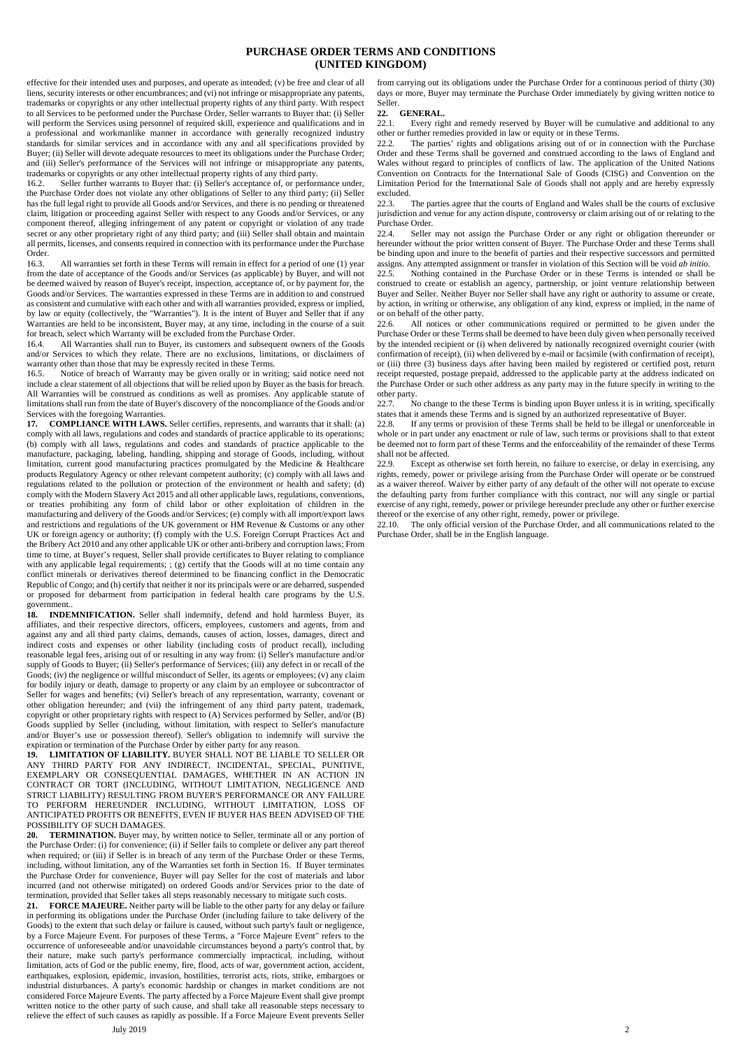# PURCHASE ORDER TERMS AND CONDITIONS (UNITED KINGDOM)

effective for their intended uses and purposes, and operate as intended; (v) be free and clear of all liens, security interests or other encumbrances; and (vi) not infringe or misappropriate any patents, trademarks or copyrights or any other intellectual property rights of any third party. With respect to all Services to be performed under the Purchase Order, Seller warrants to Buyer that: (i) Seller will perform the Services using personnel of required skill, experience and qualifications and in a professional and workmanlike manner in accordance with generally recognized industry standards for similar services and in accordance with any and all specifications provided by Buyer; (ii) Seller will devote adequate resources to meet its obligations under the Purchase Order; and (iii) Seller's performance of the Services will not infringe or misappropriate any patents, trademarks or copyrights or any other intellectual property rights of any third party.

16.2. Seller further warrants to Buyer that: (i) Seller's acceptance of, or performance under, the Purchase Order does not violate any other obligations of Seller to any third party; (ii) Seller has the full legal right to provide all Goods and/or Services, and there is no pending or threatened claim, litigation or proceeding against Seller with respect to any Goods and/or Services, or any component thereof, alleging infringement of any patent or copyright or violation of any trade secret or any other proprietary right of any third party; and (iii) Seller shall obtain and maintain all permits, licenses, and consents required in connection with its performance under the Purchase Order.

16.3. All warranties set forth in these Terms will remain in effect for a period of one (1) year from the date of acceptance of the Goods and/or Services (as applicable) by Buyer, and will not be deemed waived by reason of Buyer's receipt, inspection, acceptance of, or by payment for, the Goods and/or Services. The warranties expressed in these Terms are in addition to and construed as consistent and cumulative with each other and with all warranties provided, express or implied, by law or equity (collectively, the "Warranties"). It is the intent of Buyer and Seller that if any Warranties are held to be inconsistent, Buyer may, at any time, including in the course of a suit for breach, select which Warranty will be excluded from the Purchase Order.

16.4. All Warranties shall run to Buyer, its customers and subsequent owners of the Goods and/or Services to which they relate. There are no exclusions, limitations, or disclaimers of warranty other than those that may be expressly recited in these Terms.

16.5. Notice of breach of Warranty may be given orally or in writing; said notice need not include a clear statement of all objections that will be relied upon by Buyer as the basis for breach. All Warranties will be construed as conditions as well as promises. Any applicable statute of limitations shall run from the date of Buyer's discovery of the noncompliance of the Goods and/or Services with the foregoing Warranties.

**17. COMPLIANCE WITH LAWS.** Seller certifies, represents, and warrants that it shall: (a) comply with all laws, regulations and codes and standards of practice applicable to its operations; (b) comply with all laws, regulations and codes and standards of practice applicable to the manufacture, packaging, labeling, handling, shipping and storage of Goods, including, without limitation, current good manufacturing practices promulgated by the Medicine & Healthcare products Regulatory Agency or other relevant competent authority; (c) comply with all laws and regulations related to the pollution or protection of the environment or health and safety; (d) comply with the Modern Slavery Act 2015 and all other applicable laws, regulations, conventions, or treaties prohibiting any form of child labor or other exploitation of children in the manufacturing and delivery of the Goods and/or Services; (e) comply with all import/export laws and restrictions and regulations of the UK government or HM Revenue & Customs or any other UK or foreign agency or authority; (f) comply with the U.S. Foreign Corrupt Practices Act and the Bribery Act 2010 and any other applicable UK or other anti-bribery and corruption laws; From time to time, at Buyer's request, Seller shall provide certificates to Buyer relating to compliance with any applicable legal requirements; ; (g) certify that the Goods will at no time contain any conflict minerals or derivatives thereof determined to be financing conflict in the Democratic Republic of Congo; and (h) certify that neither it nor its principals were or are debarred, suspended or proposed for debarment from participation in federal health care programs by the U.S. government..

**18. INDEMNIFICATION.** Seller shall indemnify, defend and hold harmless Buyer, its affiliates, and their respective directors, officers, employees, customers and agents, from and against any and all third party claims, demands, causes of action, losses, damages, direct and indirect costs and expenses or other liability (including costs of product recall), including reasonable legal fees, arising out of or resulting in any way from: (i) Seller's manufacture and/or supply of Goods to Buyer; (ii) Seller's performance of Services; (iii) any defect in or recall of the Goods; (iv) the negligence or willful misconduct of Seller, its agents or employees; (v) any claim for bodily injury or death, damage to property or any claim by an employee or subcontractor of Seller for wages and benefits; (vi) Seller's breach of any representation, warranty, covenant or other obligation hereunder; and (vii) the infringement of any third party patent, trademark, copyright or other proprietary rights with respect to (A) Services performed by Seller, and/or (B) Goods supplied by Seller (including, without limitation, with respect to Seller's manufacture and/or Buyer's use or possession thereof). Seller's obligation to indemnify will survive the expiration or termination of the Purchase Order by either party for any reason.

**19. LIMITATION OF LIABILITY.** BUYER SHALL NOT BE LIABLE TO SELLER OR ANY THIRD PARTY FOR ANY INDIRECT, INCIDENTAL, SPECIAL, PUNITIVE, EXEMPLARY OR CONSEQUENTIAL DAMAGES, WHETHER IN AN ACTION IN CONTRACT OR TORT (INCLUDING, WITHOUT LIMITATION, NEGLIGENCE AND STRICT LIABILITY) RESULTING FROM BUYER'S PERFORMANCE OR ANY FAILURE TO PERFORM HEREUNDER INCLUDING, WITHOUT LIMITATION, LOSS OF ANTICIPATED PROFITS OR BENEFITS, EVEN IF BUYER HAS BEEN ADVISED OF THE POSSIBILITY OF SUCH DAMAGES.

**20. TERMINATION.** Buyer may, by written notice to Seller, terminate all or any portion of the Purchase Order: (i) for convenience; (ii) if Seller fails to complete or deliver any part thereof when required; or (iii) if Seller is in breach of any term of the Purchase Order or these Terms, including, without limitation, any of the Warranties set forth in Section 16. If Buyer terminates the Purchase Order for convenience, Buyer will pay Seller for the cost of materials and labor incurred (and not otherwise mitigated) on ordered Goods and/or Services prior to the date of termination, provided that Seller takes all steps reasonably necessary to mitigate such costs.

**21. FORCE MAJEURE.** Neither party will be liable to the other party for any delay or failure in performing its obligations under the Purchase Order (including failure to take delivery of the Goods) to the extent that such delay or failure is caused, without such party's fault or negligence, by a Force Majeure Event. For purposes of these Terms, a "Force Majeure Event" refers to the occurrence of unforeseeable and/or unavoidable circumstances beyond a party's control that, by their nature, make such party's performance commercially impractical, including, without limitation, acts of God or the public enemy, fire, flood, acts of war, government action, accident, earthquakes, explosion, epidemic, invasion, hostilities, terrorist acts, riots, strike, embargoes or industrial disturbances. A party's economic hardship or changes in market conditions are not considered Force Majeure Events. The party affected by a Force Majeure Event shall give prompt written notice to the other party of such cause, and shall take all reasonable steps necessary to relieve the effect of such causes as rapidly as possible. If a Force Majeure Event prevents Seller from carrying out its obligations under the Purchase Order for a continuous period of thirty (30) days or more, Buyer may terminate the Purchase Order immediately by giving written notice to Seller.

**22. GENERAL.**

22.1. Every right and remedy reserved by Buyer will be cumulative and additional to any other or further remedies provided in law or equity or in these Terms.

22.2. The parties' rights and obligations arising out of or in connection with the Purchase Order and these Terms shall be governed and construed according to the laws of England and Wales without regard to principles of conflicts of law. The application of the United Nations Convention on Contracts for the International Sale of Goods (CISG) and Convention on the Limitation Period for the International Sale of Goods shall not apply and are hereby expressly excluded.

22.3. The parties agree that the courts of England and Wales shall be the courts of exclusive jurisdiction and venue for any action dispute, controversy or claim arising out of or relating to the Purchase Order.

22.4. Seller may not assign the Purchase Order or any right or obligation thereunder or hereunder without the prior written consent of Buyer. The Purchase Order and these Terms shall be binding upon and inure to the benefit of parties and their respective successors and permitted assigns. Any attempted assignment or transfer in violation of this Section will be void *ab initio*.

22.5. Nothing contained in the Purchase Order or in these Terms is intended or shall be construed to create or establish an agency, partnership, or joint venture relationship between Buyer and Seller. Neither Buyer nor Seller shall have any right or authority to assume or create, by action, in writing or otherwise, any obligation of any kind, express or implied, in the name of or on behalf of the other party.

22.6. All notices or other communications required or permitted to be given under the Purchase Order or these Terms shall be deemed to have been duly given when personally received by the intended recipient or (i) when delivered by nationally recognized overnight courier (with confirmation of receipt), (ii) when delivered by e-mail or facsimile (with confirmation of receipt), or (iii) three (3) business days after having been mailed by registered or certified post, return receipt requested, postage prepaid, addressed to the applicable party at the address indicated on the Purchase Order or such other address as any party may in the future specify in writing to the other party.

22.7. No change to the these Terms is binding upon Buyer unless it is in writing, specifically states that it amends these Terms and is signed by an authorized representative of Buyer.

22.8. If any terms or provision of these Terms shall be held to be illegal or unenforceable in whole or in part under any enactment or rule of law, such terms or provisions shall to that extent be deemed not to form part of these Terms and the enforceability of the remainder of these Terms shall not be affected.

22.9. Except as otherwise set forth herein, no failure to exercise, or delay in exercising, any rights, remedy, power or privilege arising from the Purchase Order will operate or be construed as a waiver thereof. Waiver by either party of any default of the other will not operate to excuse the defaulting party from further compliance with this contract, nor will any single or partial exercise of any right, remedy, power or privilege hereunder preclude any other or further exercise thereof or the exercise of any other right, remedy, power or privilege.

22.10. The only official version of the Purchase Order, and all communications related to the Purchase Order, shall be in the English language.

July 2019